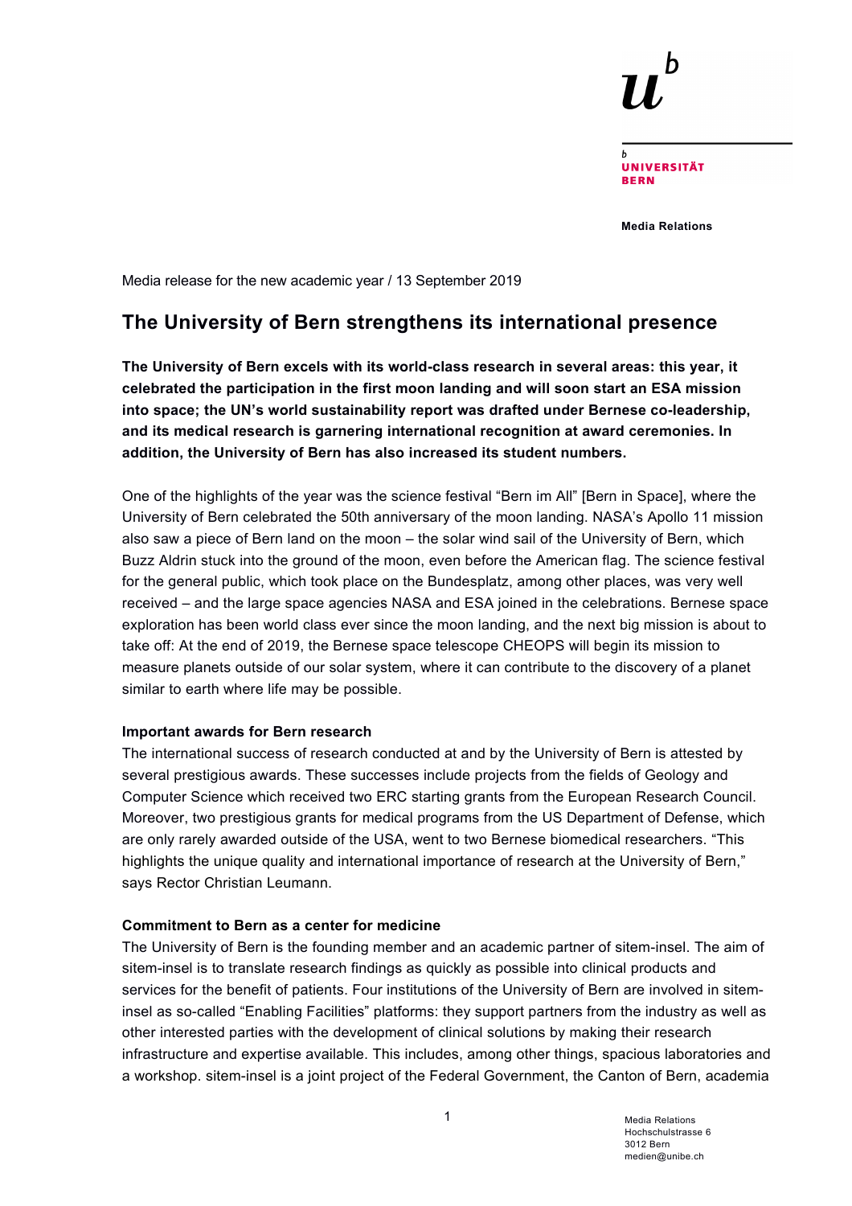**UNIVERSITÄT BERN**

**Media Relations**

Media release for the new academic year / 13 September 2019

# The University of Bern strengthens its international presence

**The University of Bern excels with its world-class research in several areas: this year, it celebrated the participation in the first moon landing and will soon start an ESA mission into space; the UN's world sustainability report was drafted under Bernese co-leadership, and its medical research is garnering international recognition at award ceremonies. In addition, the University of Bern has also increased its student numbers.**

One of the highlights of the year was the science festival "Bern im All" [Bern in Space], where the University of Bern celebrated the 50th anniversary of the moon landing. NASA's Apollo 11 mission also saw a piece of Bern land on the moon – the solar wind sail of the University of Bern, which Buzz Aldrin stuck into the ground of the moon, even before the American flag. The science festival for the general public, which took place on the Bundesplatz, among other places, was very well received – and the large space agencies NASA and ESA joined in the celebrations. Bernese space exploration has been world class ever since the moon landing, and the next big mission is about to take off: At the end of 2019, the Bernese space telescope CHEOPS will begin its mission to measure planets outside of our solar system, where it can contribute to the discovery of a planet similar to earth where life may be possible.

### Important awards for Bern research

The international success of research conducted at and by the University of Bern is attested by several prestigious awards. These successes include projects from the fields of Geology and Computer Science which received two ERC starting grants from the European Research Council. Moreover, two prestigious grants for medical programs from the US Department of Defense, which are only rarely awarded outside of the USA, went to two Bernese biomedical researchers. "This highlights the unique quality and international importance of research at the University of Bern," says Rector Christian Leumann.

### Commitment to Bern as a center for medicine

The University of Bern is the founding member and an academic partner of sitem-insel. The aim of sitem-insel is to translate research findings as quickly as possible into clinical products and services for the benefit of patients. Four institutions of the University of Bern are involved in sitem-insel as so-called "Enabling Facilities" platforms: they support partners from the industry as well as other interested parties with the development of clinical solutions by making their research infrastructure and expertise available. This includes, among other things, spacious laboratories and a workshop. sitem-insel is a joint project of the Federal Government, the Canton of Bern, academia

Media Relations
Hochschulstrasse 6
3012 Bern
medien@unibe.ch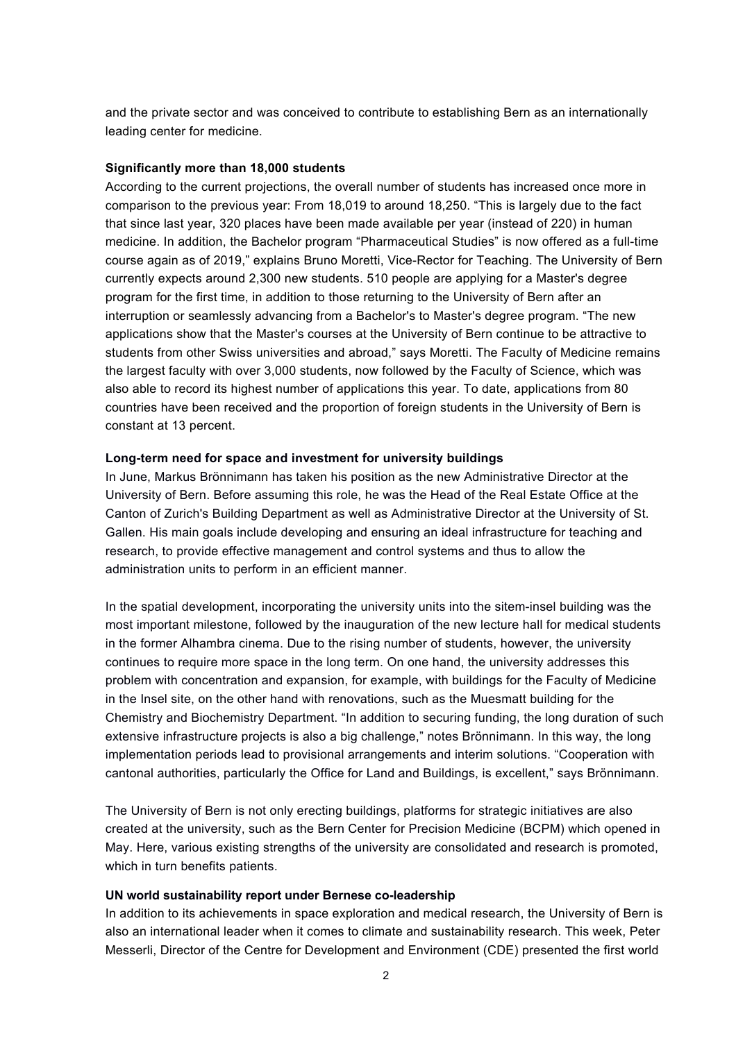and the private sector and was conceived to contribute to establishing Bern as an internationally leading center for medicine.

**Significantly more than 18,000 students**

According to the current projections, the overall number of students has increased once more in comparison to the previous year: From 18,019 to around 18,250. "This is largely due to the fact that since last year, 320 places have been made available per year (instead of 220) in human medicine. In addition, the Bachelor program "Pharmaceutical Studies" is now offered as a full-time course again as of 2019," explains Bruno Moretti, Vice-Rector for Teaching. The University of Bern currently expects around 2,300 new students. 510 people are applying for a Master's degree program for the first time, in addition to those returning to the University of Bern after an interruption or seamlessly advancing from a Bachelor's to Master's degree program. "The new applications show that the Master's courses at the University of Bern continue to be attractive to students from other Swiss universities and abroad," says Moretti. The Faculty of Medicine remains the largest faculty with over 3,000 students, now followed by the Faculty of Science, which was also able to record its highest number of applications this year. To date, applications from 80 countries have been received and the proportion of foreign students in the University of Bern is constant at 13 percent.

**Long-term need for space and investment for university buildings**

In June, Markus Brönnimann has taken his position as the new Administrative Director at the University of Bern. Before assuming this role, he was the Head of the Real Estate Office at the Canton of Zurich's Building Department as well as Administrative Director at the University of St. Gallen. His main goals include developing and ensuring an ideal infrastructure for teaching and research, to provide effective management and control systems and thus to allow the administration units to perform in an efficient manner.

In the spatial development, incorporating the university units into the sitem-insel building was the most important milestone, followed by the inauguration of the new lecture hall for medical students in the former Alhambra cinema. Due to the rising number of students, however, the university continues to require more space in the long term. On one hand, the university addresses this problem with concentration and expansion, for example, with buildings for the Faculty of Medicine in the Insel site, on the other hand with renovations, such as the Muesmatt building for the Chemistry and Biochemistry Department. "In addition to securing funding, the long duration of such extensive infrastructure projects is also a big challenge," notes Brönnimann. In this way, the long implementation periods lead to provisional arrangements and interim solutions. "Cooperation with cantonal authorities, particularly the Office for Land and Buildings, is excellent," says Brönnimann.

The University of Bern is not only erecting buildings, platforms for strategic initiatives are also created at the university, such as the Bern Center for Precision Medicine (BCPM) which opened in May. Here, various existing strengths of the university are consolidated and research is promoted, which in turn benefits patients.

**UN world sustainability report under Bernese co-leadership**

In addition to its achievements in space exploration and medical research, the University of Bern is also an international leader when it comes to climate and sustainability research. This week, Peter Messerli, Director of the Centre for Development and Environment (CDE) presented the first world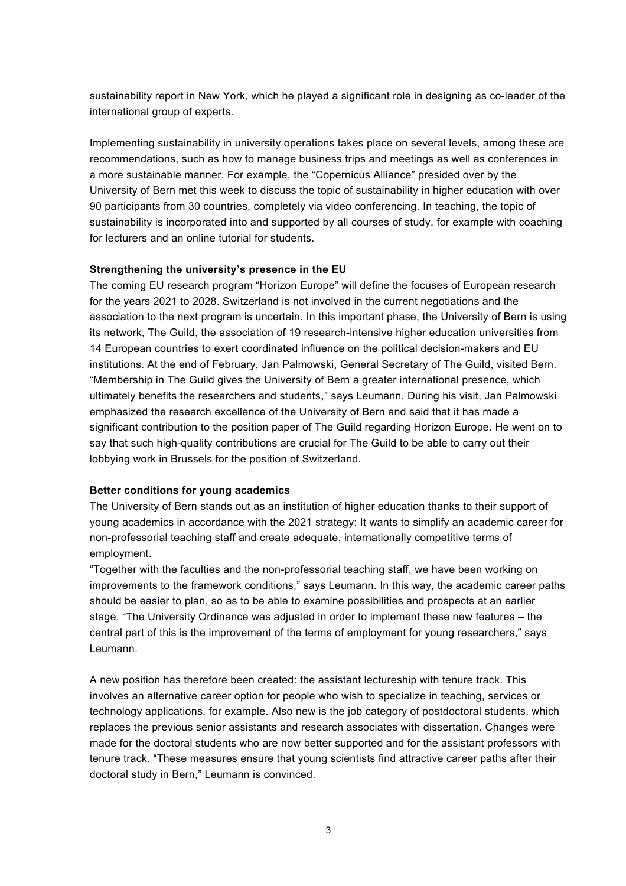sustainability report in New York, which he played a significant role in designing as co-leader of the international group of experts.

Implementing sustainability in university operations takes place on several levels, among these are recommendations, such as how to manage business trips and meetings as well as conferences in a more sustainable manner. For example, the "Copernicus Alliance" presided over by the University of Bern met this week to discuss the topic of sustainability in higher education with over 90 participants from 30 countries, completely via video conferencing. In teaching, the topic of sustainability is incorporated into and supported by all courses of study, for example with coaching for lecturers and an online tutorial for students.

**Strengthening the university's presence in the EU**

The coming EU research program "Horizon Europe" will define the focuses of European research for the years 2021 to 2028. Switzerland is not involved in the current negotiations and the association to the next program is uncertain. In this important phase, the University of Bern is using its network, The Guild, the association of 19 research-intensive higher education universities from 14 European countries to exert coordinated influence on the political decision-makers and EU institutions. At the end of February, Jan Palmowski, General Secretary of The Guild, visited Bern. "Membership in The Guild gives the University of Bern a greater international presence, which ultimately benefits the researchers and students," says Leumann. During his visit, Jan Palmowski emphasized the research excellence of the University of Bern and said that it has made a significant contribution to the position paper of The Guild regarding Horizon Europe. He went on to say that such high-quality contributions are crucial for The Guild to be able to carry out their lobbying work in Brussels for the position of Switzerland.

**Better conditions for young academics**

The University of Bern stands out as an institution of higher education thanks to their support of young academics in accordance with the 2021 strategy: It wants to simplify an academic career for non-professorial teaching staff and create adequate, internationally competitive terms of employment.

"Together with the faculties and the non-professorial teaching staff, we have been working on improvements to the framework conditions," says Leumann. In this way, the academic career paths should be easier to plan, so as to be able to examine possibilities and prospects at an earlier stage. "The University Ordinance was adjusted in order to implement these new features – the central part of this is the improvement of the terms of employment for young researchers," says Leumann.

A new position has therefore been created: the assistant lectureship with tenure track. This involves an alternative career option for people who wish to specialize in teaching, services or technology applications, for example. Also new is the job category of postdoctoral students, which replaces the previous senior assistants and research associates with dissertation. Changes were made for the doctoral students who are now better supported and for the assistant professors with tenure track. "These measures ensure that young scientists find attractive career paths after their doctoral study in Bern," Leumann is convinced.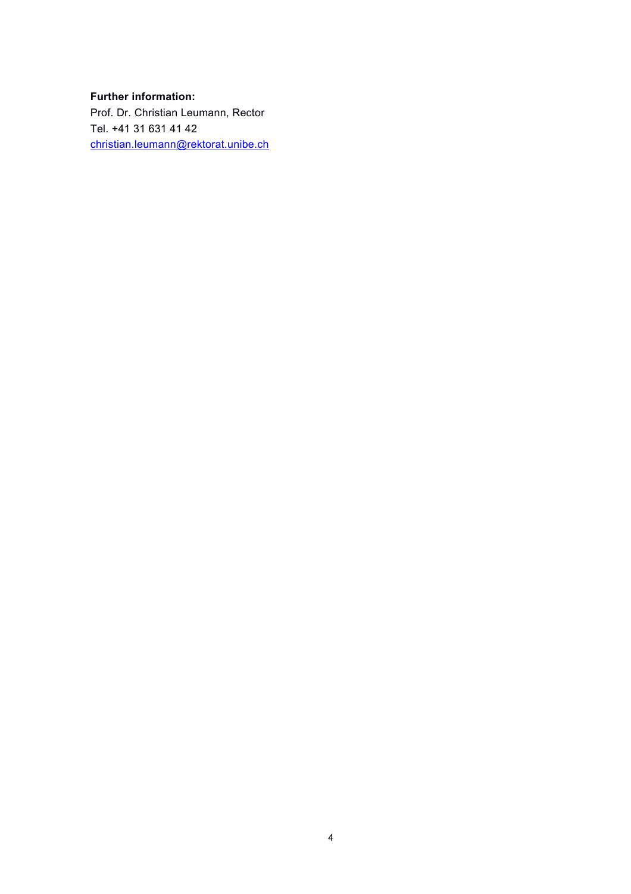**Further information:**
Prof. Dr. Christian Leumann, Rector
Tel. +41 31 631 41 42
christian.leumann@rektorat.unibe.ch